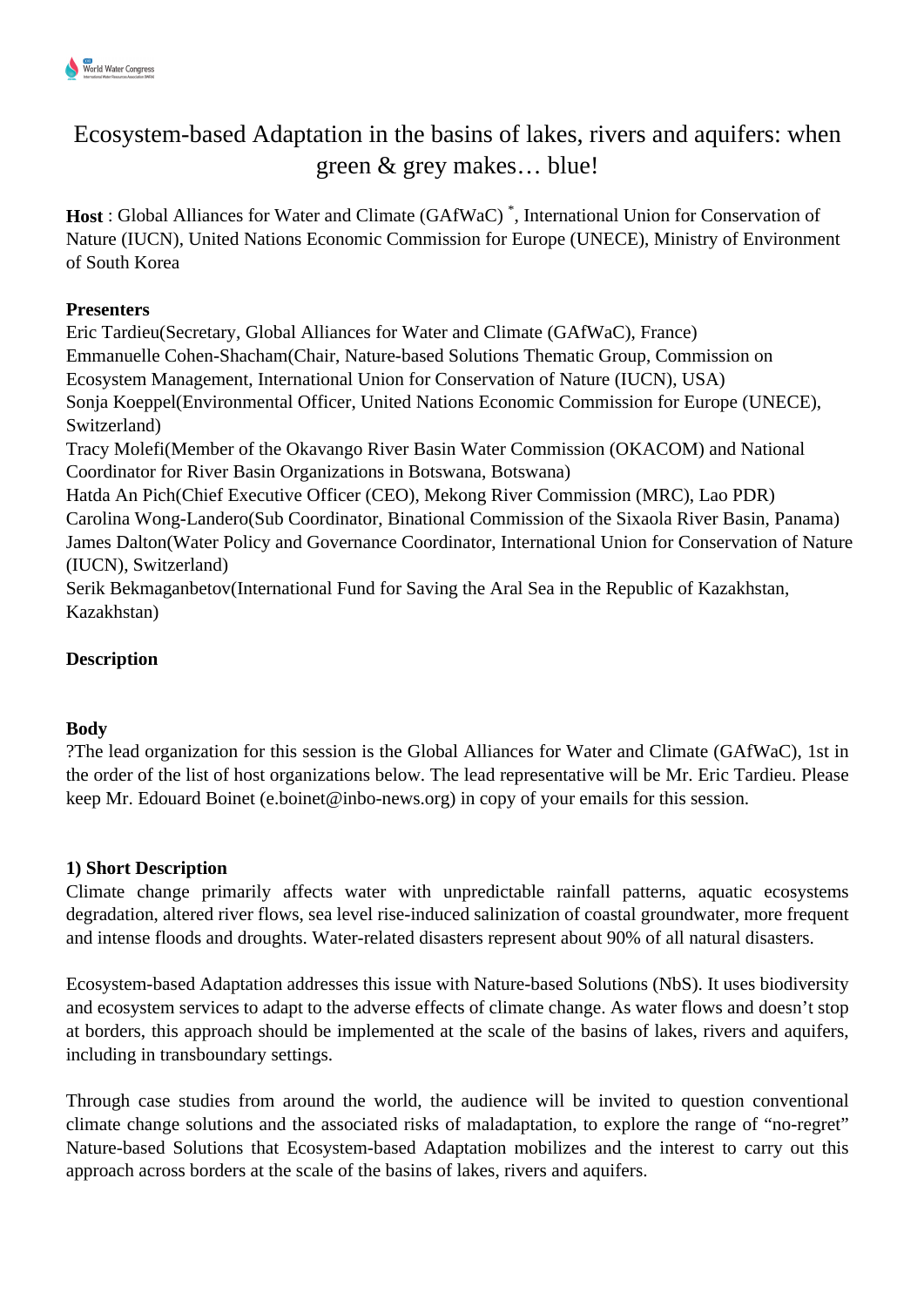# Ecosystem-based Adaptation in the basins of lakes, rivers and aquifers: when green & grey makes… blue!

**Host** : Global Alliances for Water and Climate (GAfWaC) *, International Union for Conservation of Nature (IUCN), United Nations Economic Commission for Europe (UNECE), Ministry of Environment of South Korea

**Presenters**

Eric Tardieu(Secretary, Global Alliances for Water and Climate (GAfWaC), France)
Emmanuelle Cohen-Shacham(Chair, Nature-based Solutions Thematic Group, Commission on Ecosystem Management, International Union for Conservation of Nature (IUCN), USA)
Sonja Koeppel(Environmental Officer, United Nations Economic Commission for Europe (UNECE), Switzerland)
Tracy Molefi(Member of the Okavango River Basin Water Commission (OKACOM) and National Coordinator for River Basin Organizations in Botswana, Botswana)
Hatda An Pich(Chief Executive Officer (CEO), Mekong River Commission (MRC), Lao PDR)
Carolina Wong-Landero(Sub Coordinator, Binational Commission of the Sixaola River Basin, Panama)
James Dalton(Water Policy and Governance Coordinator, International Union for Conservation of Nature (IUCN), Switzerland)
Serik Bekmaganbetov(International Fund for Saving the Aral Sea in the Republic of Kazakhstan, Kazakhstan)

**Description**

**Body**

?The lead organization for this session is the Global Alliances for Water and Climate (GAfWaC), 1st in the order of the list of host organizations below. The lead representative will be Mr. Eric Tardieu. Please keep Mr. Edouard Boinet (e.boinet@inbo-news.org) in copy of your emails for this session.

**1) Short Description**

Climate change primarily affects water with unpredictable rainfall patterns, aquatic ecosystems degradation, altered river flows, sea level rise-induced salinization of coastal groundwater, more frequent and intense floods and droughts. Water-related disasters represent about 90% of all natural disasters.

Ecosystem-based Adaptation addresses this issue with Nature-based Solutions (NbS). It uses biodiversity and ecosystem services to adapt to the adverse effects of climate change. As water flows and doesn't stop at borders, this approach should be implemented at the scale of the basins of lakes, rivers and aquifers, including in transboundary settings.

Through case studies from around the world, the audience will be invited to question conventional climate change solutions and the associated risks of maladaptation, to explore the range of "no-regret" Nature-based Solutions that Ecosystem-based Adaptation mobilizes and the interest to carry out this approach across borders at the scale of the basins of lakes, rivers and aquifers.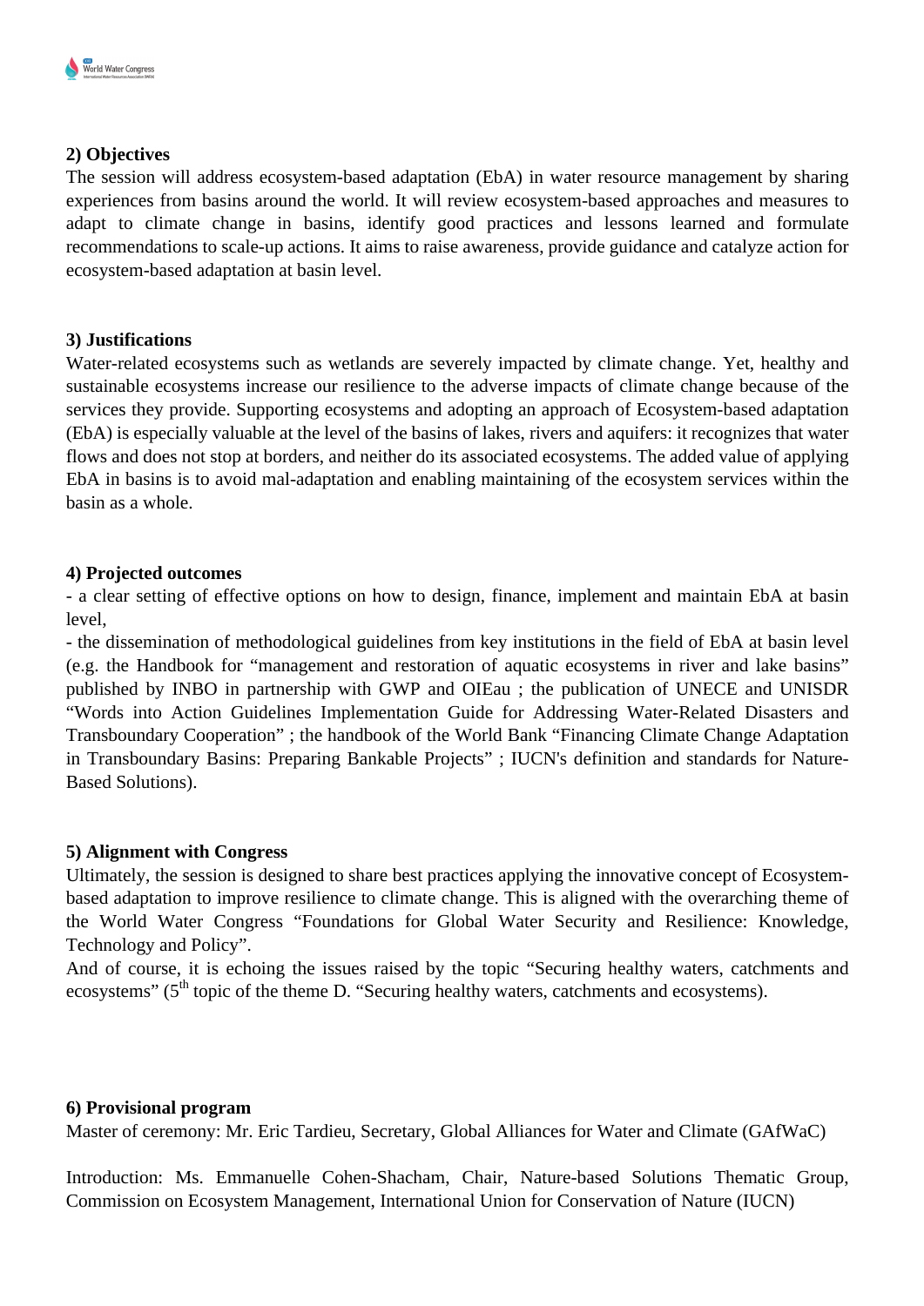**2) Objectives**

The session will address ecosystem-based adaptation (EbA) in water resource management by sharing experiences from basins around the world. It will review ecosystem-based approaches and measures to adapt to climate change in basins, identify good practices and lessons learned and formulate recommendations to scale-up actions. It aims to raise awareness, provide guidance and catalyze action for ecosystem-based adaptation at basin level.

**3) Justifications**

Water-related ecosystems such as wetlands are severely impacted by climate change. Yet, healthy and sustainable ecosystems increase our resilience to the adverse impacts of climate change because of the services they provide. Supporting ecosystems and adopting an approach of Ecosystem-based adaptation (EbA) is especially valuable at the level of the basins of lakes, rivers and aquifers: it recognizes that water flows and does not stop at borders, and neither do its associated ecosystems. The added value of applying EbA in basins is to avoid mal-adaptation and enabling maintaining of the ecosystem services within the basin as a whole.

**4) Projected outcomes**

- a clear setting of effective options on how to design, finance, implement and maintain EbA at basin level,
- the dissemination of methodological guidelines from key institutions in the field of EbA at basin level (e.g. the Handbook for "management and restoration of aquatic ecosystems in river and lake basins" published by INBO in partnership with GWP and OIEau ; the publication of UNECE and UNISDR "Words into Action Guidelines Implementation Guide for Addressing Water-Related Disasters and Transboundary Cooperation" ; the handbook of the World Bank "Financing Climate Change Adaptation in Transboundary Basins: Preparing Bankable Projects" ; IUCN's definition and standards for Nature-Based Solutions).

**5) Alignment with Congress**

Ultimately, the session is designed to share best practices applying the innovative concept of Ecosystem-based adaptation to improve resilience to climate change. This is aligned with the overarching theme of the World Water Congress "Foundations for Global Water Security and Resilience: Knowledge, Technology and Policy".

And of course, it is echoing the issues raised by the topic "Securing healthy waters, catchments and ecosystems" (5th topic of the theme D. "Securing healthy waters, catchments and ecosystems).

**6) Provisional program**

Master of ceremony: Mr. Eric Tardieu, Secretary, Global Alliances for Water and Climate (GAfWaC)

Introduction: Ms. Emmanuelle Cohen-Shacham, Chair, Nature-based Solutions Thematic Group, Commission on Ecosystem Management, International Union for Conservation of Nature (IUCN)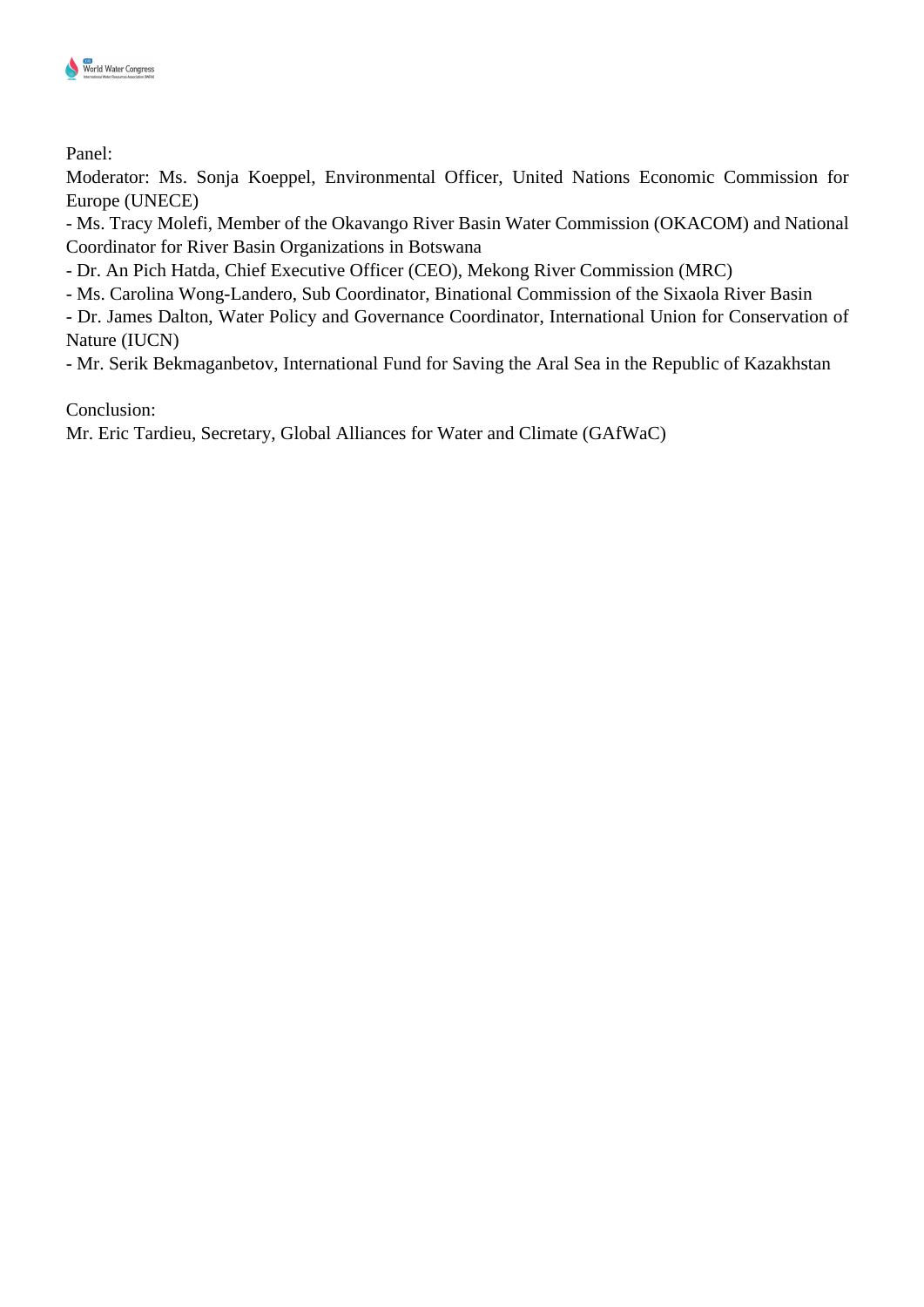Panel:

Moderator: Ms. Sonja Koeppel, Environmental Officer, United Nations Economic Commission for Europe (UNECE)

- Ms. Tracy Molefi, Member of the Okavango River Basin Water Commission (OKACOM) and National Coordinator for River Basin Organizations in Botswana
- Dr. An Pich Hatda, Chief Executive Officer (CEO), Mekong River Commission (MRC)
- Ms. Carolina Wong-Landero, Sub Coordinator, Binational Commission of the Sixaola River Basin
- Dr. James Dalton, Water Policy and Governance Coordinator, International Union for Conservation of Nature (IUCN)
- Mr. Serik Bekmaganbetov, International Fund for Saving the Aral Sea in the Republic of Kazakhstan

Conclusion:

Mr. Eric Tardieu, Secretary, Global Alliances for Water and Climate (GAfWaC)